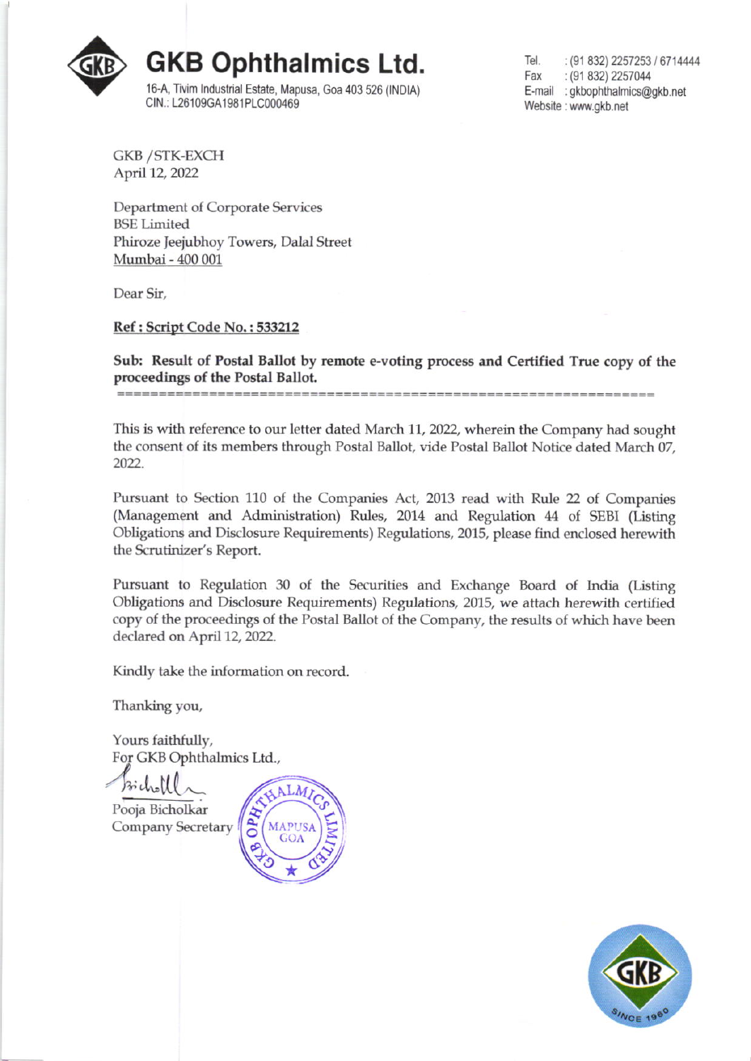# GKB Ophthalmics Ltd.

16-A, Tivim Industrial Estate, Mapusa, Goa 403 526 (INDIA)
CIN.: L26109GA1981PLC000469

Tel. : (91 832) 2257253 / 6714444
Fax : (91 832) 2257044
E-mail : gkbophthalmics@gkb.net
Website : www.gkb.net

GKB /STK-EXCH
April 12, 2022

Department of Corporate Services
BSE Limited
Phiroze Jeejubhoy Towers, Dalal Street
Mumbai - 400 001

Dear Sir,

**Ref : Script Code No. : 533212**

**Sub: Result of Postal Ballot by remote e-voting process and Certified True copy of the proceedings of the Postal Ballot.**

This is with reference to our letter dated March 11, 2022, wherein the Company had sought the consent of its members through Postal Ballot, vide Postal Ballot Notice dated March 07, 2022.

Pursuant to Section 110 of the Companies Act, 2013 read with Rule 22 of Companies (Management and Administration) Rules, 2014 and Regulation 44 of SEBI (Listing Obligations and Disclosure Requirements) Regulations, 2015, please find enclosed herewith the Scrutinizer's Report.

Pursuant to Regulation 30 of the Securities and Exchange Board of India (Listing Obligations and Disclosure Requirements) Regulations, 2015, we attach herewith certified copy of the proceedings of the Postal Ballot of the Company, the results of which have been declared on April 12, 2022.

Kindly take the information on record.

Thanking you,

Yours faithfully,
For GKB Ophthalmics Ltd.,

Pooja Bicholkar
Company Secretary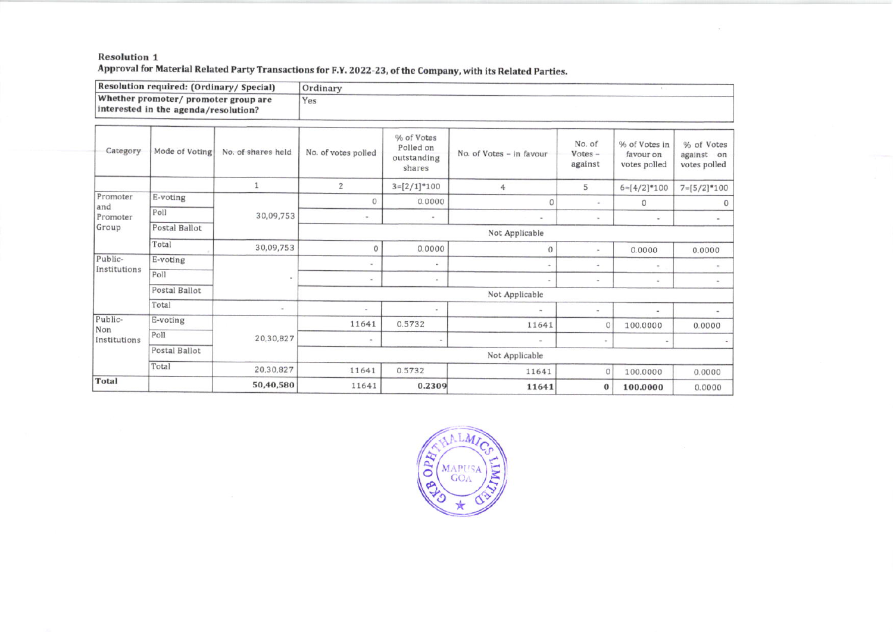**Resolution 1**

**Approval for Material Related Party Transactions for F.Y. 2022-23, of the Company, with its Related Parties.**

| **Resolution required: (Ordinary/ Special)** | Ordinary |
|---|---|
| **Whether promoter/ promoter group are interested in the agenda/resolution?** | Yes |

| Category | Mode of Voting | No. of shares held | No. of votes polled | % of Votes Polled on outstanding shares | No. of Votes – in favour | No. of Votes – against | % of Votes in favour on votes polled | % of Votes against on votes polled |
|---|---|---|---|---|---|---|---|---|
| | | 1 | 2 | 3=[2/1]*100 | 4 | 5 | 6=[4/2]*100 | 7=[5/2]*100 |
| Promoter and Promoter Group | E-voting | 30,09,753 | 0 | 0.0000 | 0 | - | 0 | 0 |
| | Poll | | - | - | - | - | - | - |
| | Postal Ballot | | Not Applicable | | | | | |
| | Total | 30,09,753 | 0 | 0.0000 | 0 | - | 0.0000 | 0.0000 |
| Public-Institutions | E-voting | - | - | - | - | - | - | - |
| | Poll | | - | - | - | - | - | - |
| | Postal Ballot | | Not Applicable | | | | | |
| | Total | - | - | - | - | - | - | - |
| Public-Non Institutions | E-voting | 20,30,827 | 11641 | 0.5732 | 11641 | 0 | 100.0000 | 0.0000 |
| | Poll | | - | - | - | - | - | - |
| | Postal Ballot | | Not Applicable | | | | | |
| | Total | 20,30,827 | 11641 | 0.5732 | 11641 | 0 | 100.0000 | 0.0000 |
| **Total** | | **50,40,580** | 11641 | **0.2309** | **11641** | **0** | **100.0000** | 0.0000 |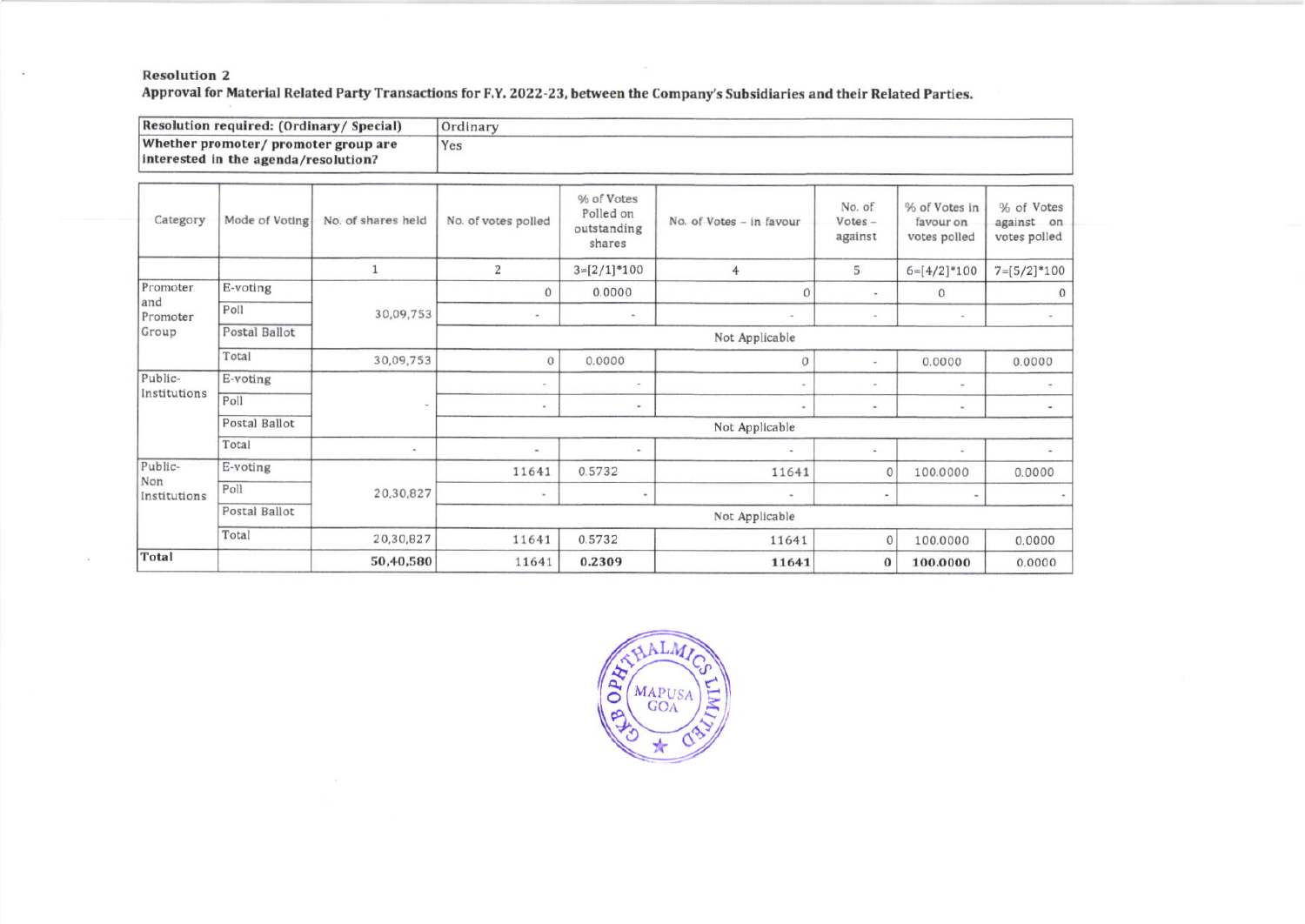**Resolution 2**

**Approval for Material Related Party Transactions for F.Y. 2022-23, between the Company's Subsidiaries and their Related Parties.**

| Resolution required: (Ordinary/ Special) | Ordinary |
|---|---|
| Whether promoter/ promoter group are interested in the agenda/resolution? | Yes |

| Category | Mode of Voting | No. of shares held | No. of votes polled | % of Votes Polled on outstanding shares | No. of Votes – in favour | No. of Votes – against | % of Votes in favour on votes polled | % of Votes against on votes polled |
|---|---|---|---|---|---|---|---|---|
| | | 1 | 2 | 3=[2/1]*100 | 4 | 5 | 6=[4/2]*100 | 7=[5/2]*100 |
| Promoter and Promoter Group | E-voting | 30,09,753 | 0 | 0.0000 | 0 | - | 0 | 0 |
| | Poll | | - | - | - | - | - | - |
| | Postal Ballot | | Not Applicable | | | | | |
| | Total | 30,09,753 | 0 | 0.0000 | 0 | - | 0.0000 | 0.0000 |
| Public-Institutions | E-voting | - | - | - | - | - | - | - |
| | Poll | | - | - | - | - | - | - |
| | Postal Ballot | | Not Applicable | | | | | |
| | Total | - | - | - | - | - | - | - |
| Public-Non Institutions | E-voting | 20,30,827 | 11641 | 0.5732 | 11641 | 0 | 100.0000 | 0.0000 |
| | Poll | | - | - | - | - | - | - |
| | Postal Ballot | | Not Applicable | | | | | |
| | Total | 20,30,827 | 11641 | 0.5732 | 11641 | 0 | 100.0000 | 0.0000 |
| **Total** | | **50,40,580** | 11641 | **0.2309** | **11641** | **0** | **100.0000** | 0.0000 |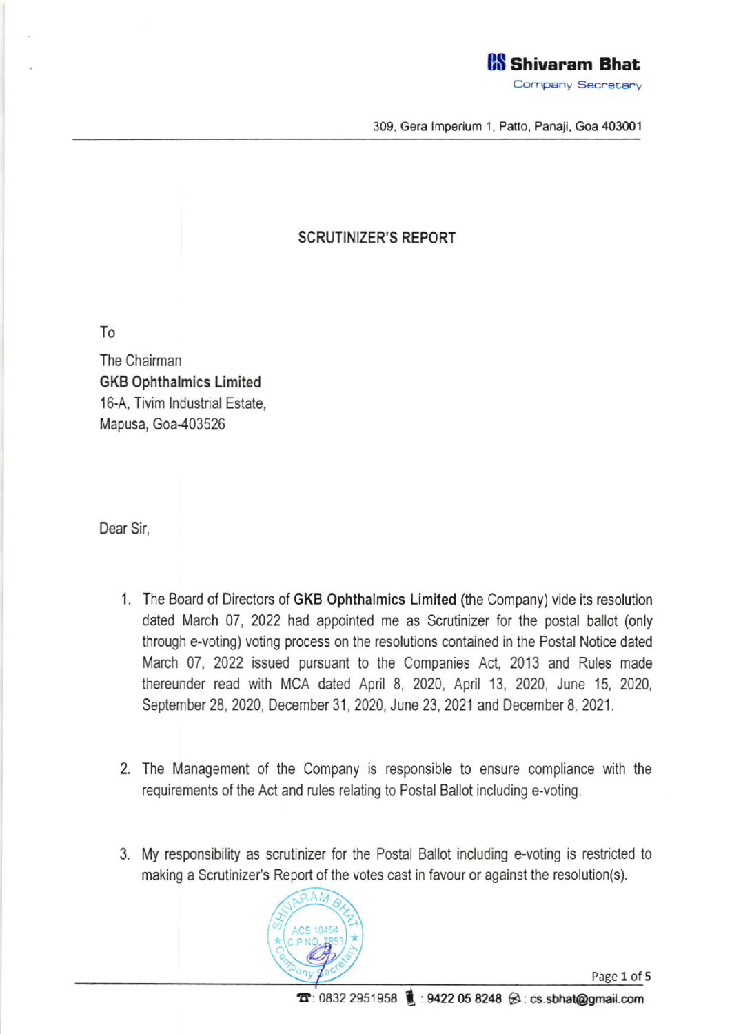**Shivaram Bhat**
Company Secretary

309, Gera Imperium 1, Patto, Panaji, Goa 403001

## SCRUTINIZER'S REPORT

To

The Chairman
**GKB Ophthalmics Limited**
16-A, Tivim Industrial Estate,
Mapusa, Goa-403526

Dear Sir,

1. The Board of Directors of **GKB Ophthalmics Limited** (the Company) vide its resolution dated March 07, 2022 had appointed me as Scrutinizer for the postal ballot (only through e-voting) voting process on the resolutions contained in the Postal Notice dated March 07, 2022 issued pursuant to the Companies Act, 2013 and Rules made thereunder read with MCA dated April 8, 2020, April 13, 2020, June 15, 2020, September 28, 2020, December 31, 2020, June 23, 2021 and December 8, 2021.

2. The Management of the Company is responsible to ensure compliance with the requirements of the Act and rules relating to Postal Ballot including e-voting.

3. My responsibility as scrutinizer for the Postal Ballot including e-voting is restricted to making a Scrutinizer's Report of the votes cast in favour or against the resolution(s).

SHIVARAM BHAT ACS 10454 C.P NO. 7853 Company Secretary

☎: 0832 2951958 : 9422 05 8248 : cs.sbhat@gmail.com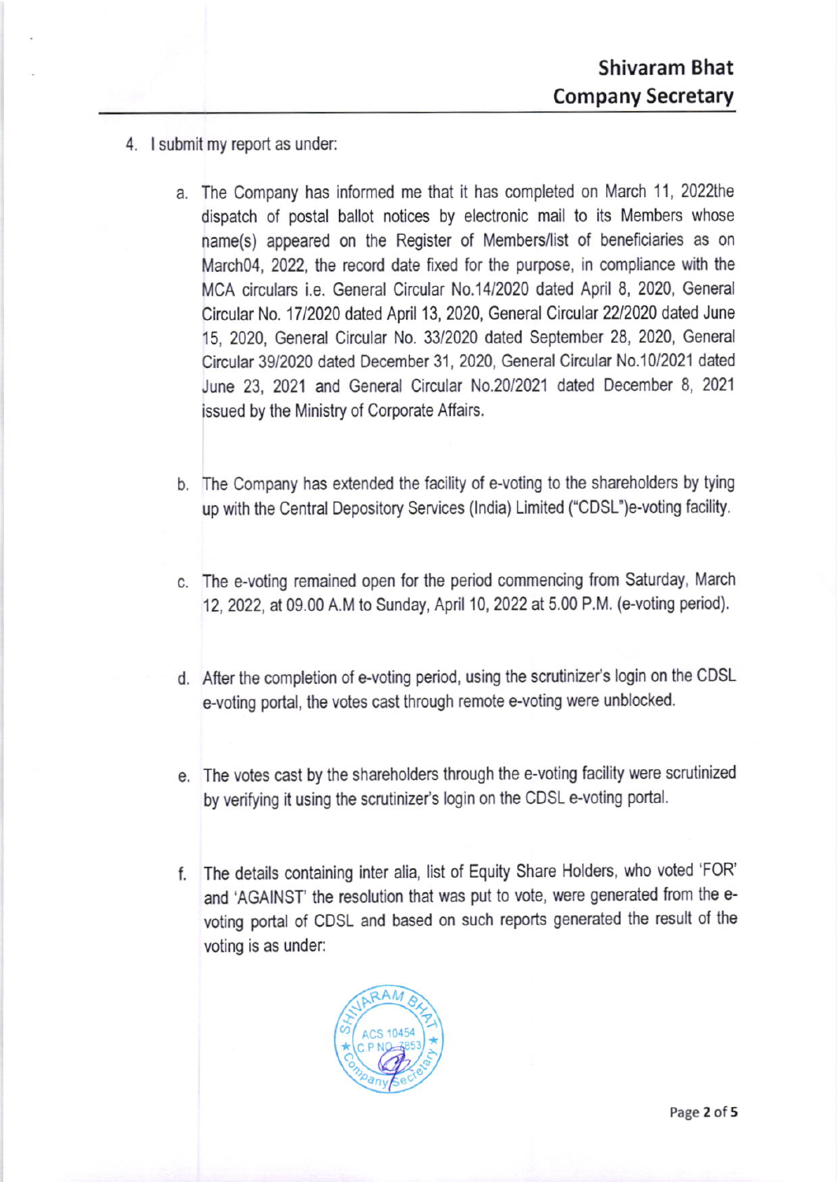4. I submit my report as under:

   a. The Company has informed me that it has completed on March 11, 2022the dispatch of postal ballot notices by electronic mail to its Members whose name(s) appeared on the Register of Members/list of beneficiaries as on March04, 2022, the record date fixed for the purpose, in compliance with the MCA circulars i.e. General Circular No.14/2020 dated April 8, 2020, General Circular No. 17/2020 dated April 13, 2020, General Circular 22/2020 dated June 15, 2020, General Circular No. 33/2020 dated September 28, 2020, General Circular 39/2020 dated December 31, 2020, General Circular No.10/2021 dated June 23, 2021 and General Circular No.20/2021 dated December 8, 2021 issued by the Ministry of Corporate Affairs.

   b. The Company has extended the facility of e-voting to the shareholders by tying up with the Central Depository Services (India) Limited ("CDSL")e-voting facility.

   c. The e-voting remained open for the period commencing from Saturday, March 12, 2022, at 09.00 A.M to Sunday, April 10, 2022 at 5.00 P.M. (e-voting period).

   d. After the completion of e-voting period, using the scrutinizer's login on the CDSL e-voting portal, the votes cast through remote e-voting were unblocked.

   e. The votes cast by the shareholders through the e-voting facility were scrutinized by verifying it using the scrutinizer's login on the CDSL e-voting portal.

   f. The details containing inter alia, list of Equity Share Holders, who voted 'FOR' and 'AGAINST' the resolution that was put to vote, were generated from the e-voting portal of CDSL and based on such reports generated the result of the voting is as under: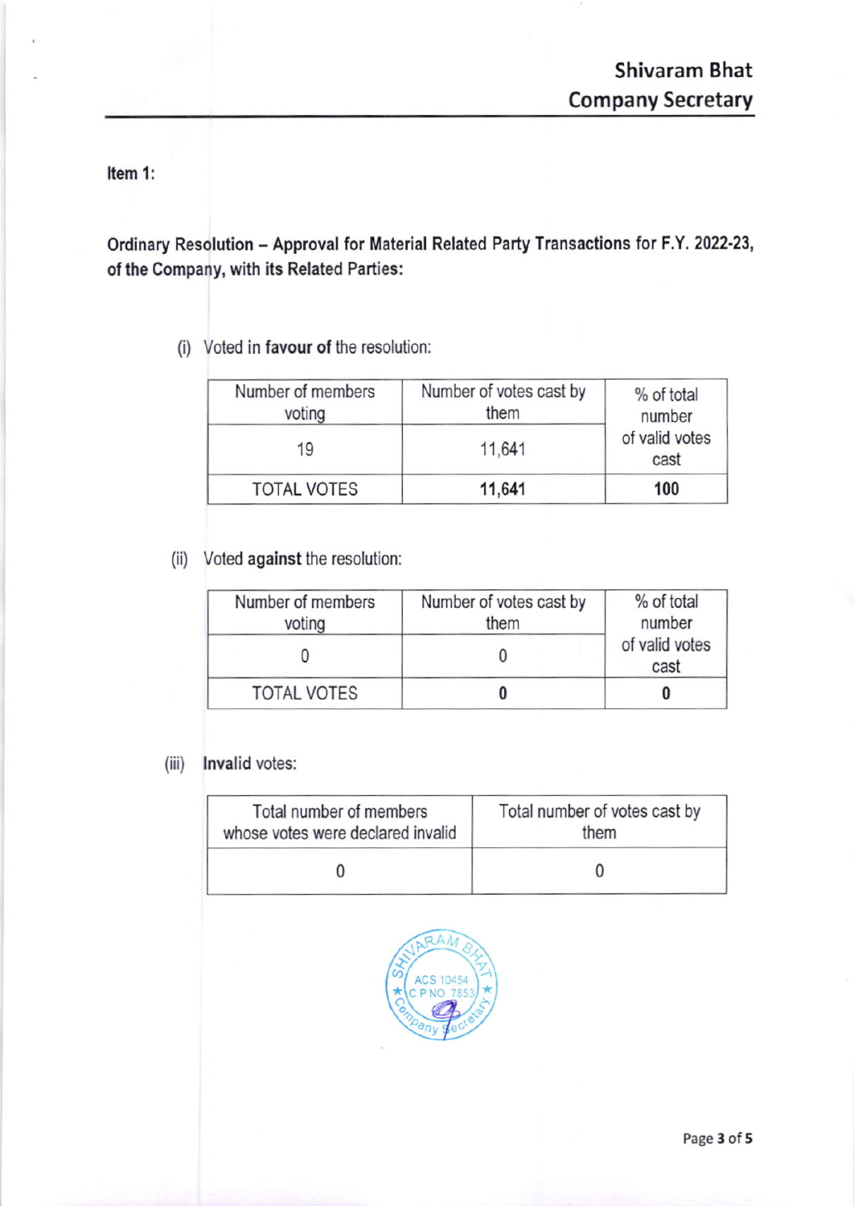**Item 1:**

**Ordinary Resolution – Approval for Material Related Party Transactions for F.Y. 2022-23, of the Company, with its Related Parties:**

(i) Voted in **favour of** the resolution:

| Number of members voting | Number of votes cast by them | % of total number of valid votes cast |
|---|---|---|
| 19 | 11,641 | |
| TOTAL VOTES | **11,641** | **100** |

(ii) Voted **against** the resolution:

| Number of members voting | Number of votes cast by them | % of total number of valid votes cast |
|---|---|---|
| 0 | 0 | |
| TOTAL VOTES | **0** | **0** |

(iii) **Invalid** votes:

| Total number of members whose votes were declared invalid | Total number of votes cast by them |
|---|---|
| 0 | 0 |

SHIVARAM BHAT
ACS 10454
C P NO 7853
Company Secretary